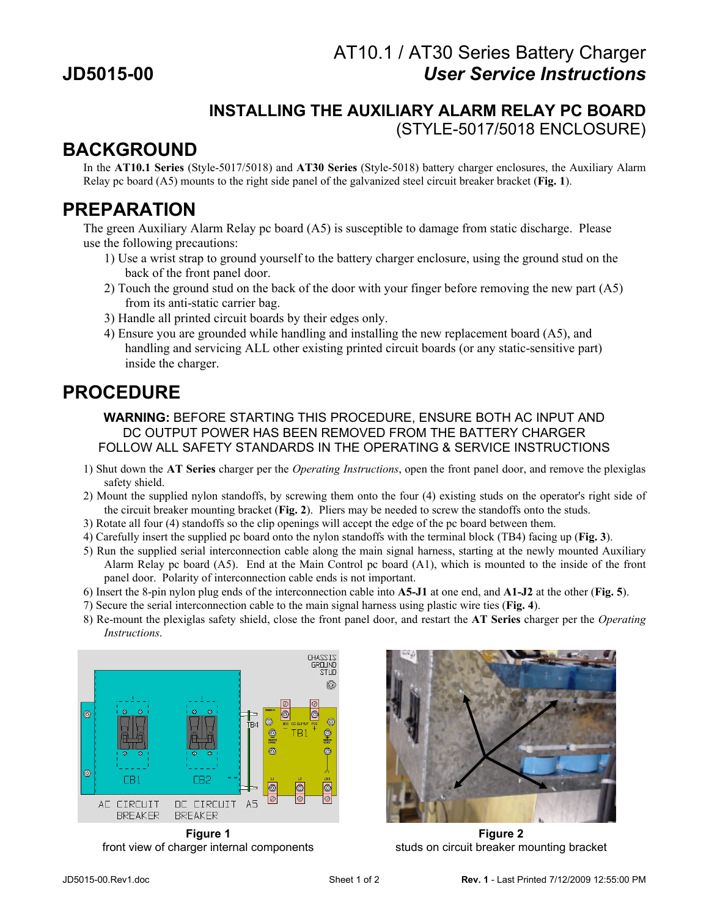# AT10.1 / AT30 Series Battery Charger

# JD5015-00 *User Service Instructions*

## INSTALLING THE AUXILIARY ALARM RELAY PC BOARD
(STYLE-5017/5018 ENCLOSURE)

## BACKGROUND

In the **AT10.1 Series** (Style-5017/5018) and **AT30 Series** (Style-5018) battery charger enclosures, the Auxiliary Alarm Relay pc board (A5) mounts to the right side panel of the galvanized steel circuit breaker bracket (**Fig. 1**).

## PREPARATION

The green Auxiliary Alarm Relay pc board (A5) is susceptible to damage from static discharge. Please use the following precautions:

1) Use a wrist strap to ground yourself to the battery charger enclosure, using the ground stud on the back of the front panel door.
2) Touch the ground stud on the back of the door with your finger before removing the new part (A5) from its anti-static carrier bag.
3) Handle all printed circuit boards by their edges only.
4) Ensure you are grounded while handling and installing the new replacement board (A5), and handling and servicing ALL other existing printed circuit boards (or any static-sensitive part) inside the charger.

## PROCEDURE

**WARNING:** BEFORE STARTING THIS PROCEDURE, ENSURE BOTH AC INPUT AND DC OUTPUT POWER HAS BEEN REMOVED FROM THE BATTERY CHARGER FOLLOW ALL SAFETY STANDARDS IN THE OPERATING & SERVICE INSTRUCTIONS

1) Shut down the **AT Series** charger per the *Operating Instructions*, open the front panel door, and remove the plexiglas safety shield.
2) Mount the supplied nylon standoffs, by screwing them onto the four (4) existing studs on the operator's right side of the circuit breaker mounting bracket (**Fig. 2**). Pliers may be needed to screw the standoffs onto the studs.
3) Rotate all four (4) standoffs so the clip openings will accept the edge of the pc board between them.
4) Carefully insert the supplied pc board onto the nylon standoffs with the terminal block (TB4) facing up (**Fig. 3**).
5) Run the supplied serial interconnection cable along the main signal harness, starting at the newly mounted Auxiliary Alarm Relay pc board (A5). End at the Main Control pc board (A1), which is mounted to the inside of the front panel door. Polarity of interconnection cable ends is not important.
6) Insert the 8-pin nylon plug ends of the interconnection cable into **A5-J1** at one end, and **A1-J2** at the other (**Fig. 5**).
7) Secure the serial interconnection cable to the main signal harness using plastic wire ties (**Fig. 4**).
8) Re-mount the plexiglas safety shield, close the front panel door, and restart the **AT Series** charger per the *Operating Instructions*.

CHASSIS GROUND STUD

TB4

TB1

CB1

CB2

AC CIRCUIT BREAKER

DC CIRCUIT BREAKER

A5

**Figure 1**
front view of charger internal components

**Figure 2**
studs on circuit breaker mounting bracket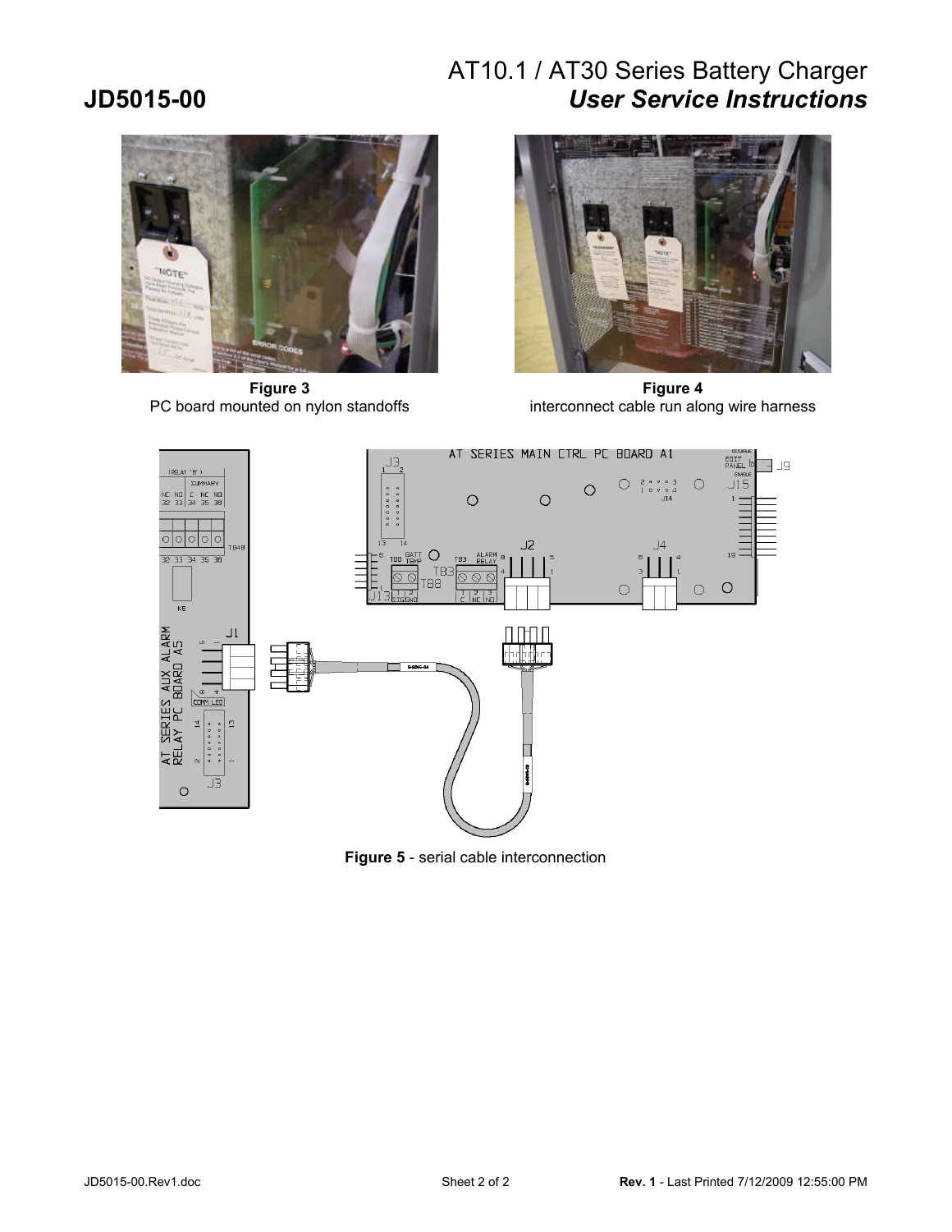**Figure 3**
PC board mounted on nylon standoffs

**Figure 4**
interconnect cable run along wire harness

**Figure 5** - serial cable interconnection